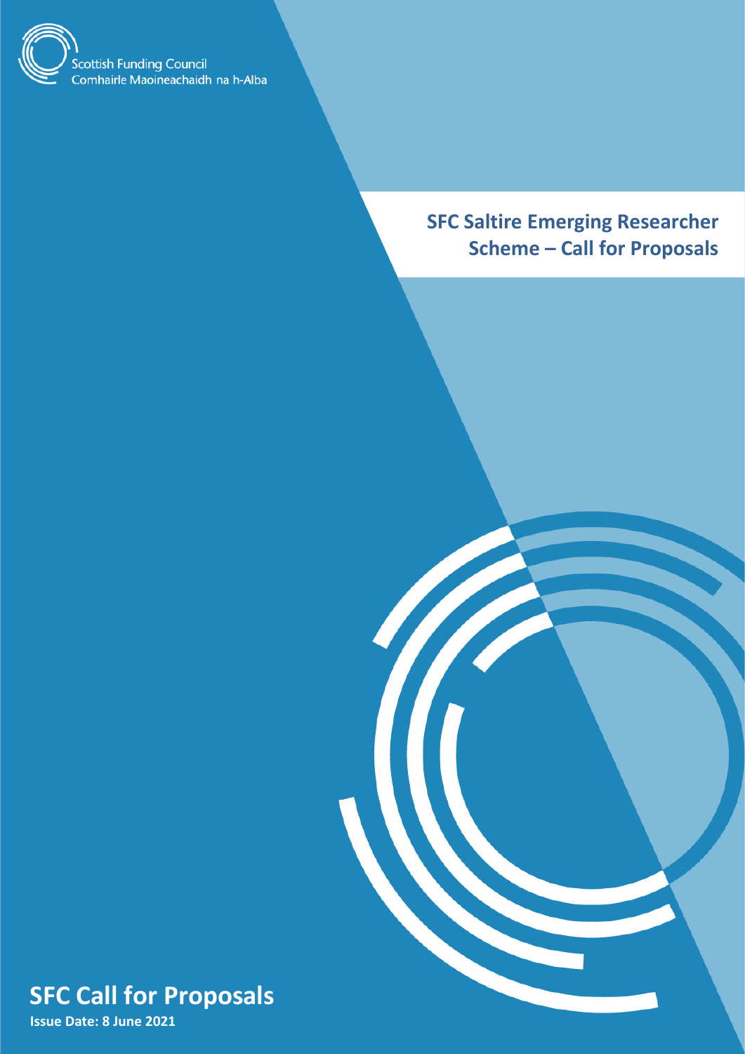Scottish Funding Council
Comhairle Maoineachaidh na h-Alba

# SFC Saltire Emerging Researcher Scheme – Call for Proposals

## SFC Call for Proposals

**Issue Date: 8 June 2021**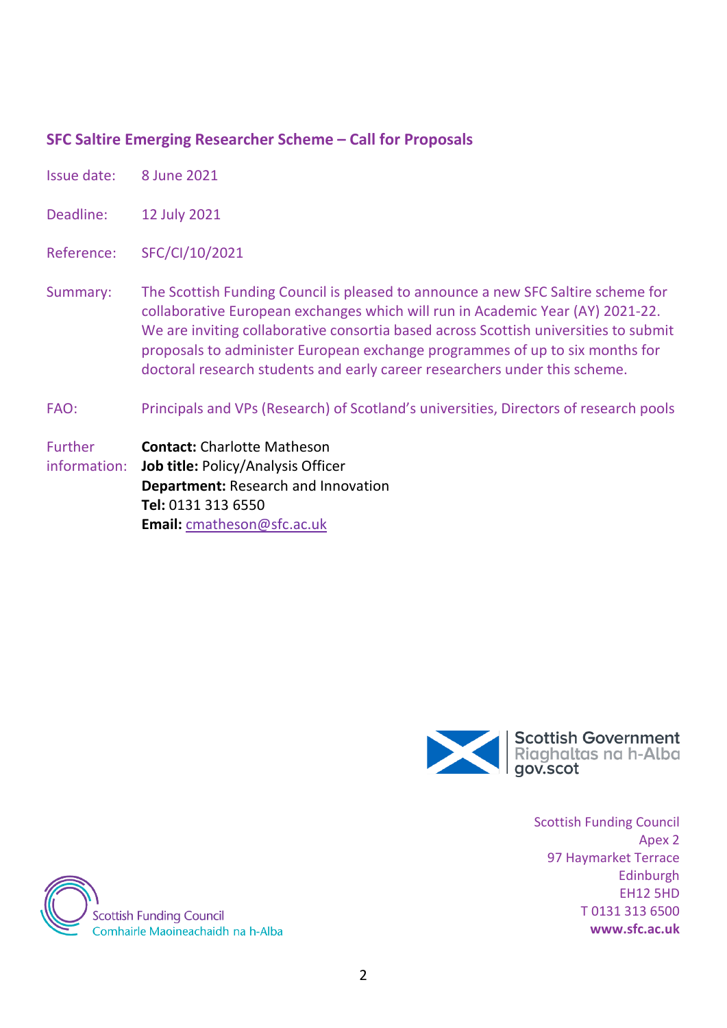## SFC Saltire Emerging Researcher Scheme – Call for Proposals

Issue date: 8 June 2021

Deadline: 12 July 2021

Reference: SFC/CI/10/2021

Summary: The Scottish Funding Council is pleased to announce a new SFC Saltire scheme for collaborative European exchanges which will run in Academic Year (AY) 2021-22. We are inviting collaborative consortia based across Scottish universities to submit proposals to administer European exchange programmes of up to six months for doctoral research students and early career researchers under this scheme.

FAO: Principals and VPs (Research) of Scotland's universities, Directors of research pools

Further information:
**Contact:** Charlotte Matheson
**Job title:** Policy/Analysis Officer
**Department:** Research and Innovation
**Tel:** 0131 313 6550
**Email:** cmatheson@sfc.ac.uk

Scottish Government
Riaghaltas na h-Alba
gov.scot

Scottish Funding Council
Apex 2
97 Haymarket Terrace
Edinburgh
EH12 5HD
T 0131 313 6500
**www.sfc.ac.uk**

Scottish Funding Council
Comhairle Maoineachaidh na h-Alba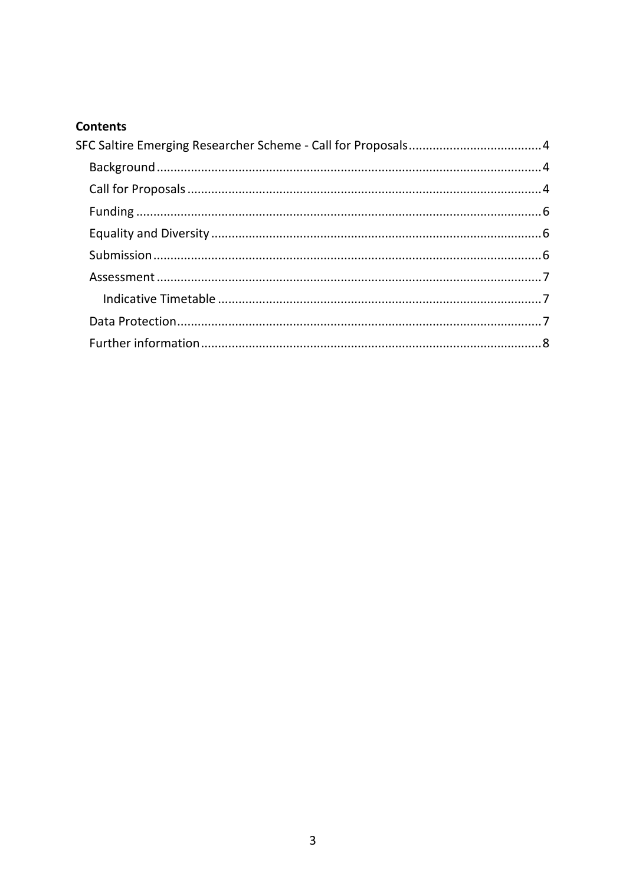**Contents**

SFC Saltire Emerging Researcher Scheme - Call for Proposals ....................................... 4
- Background ................................................................................................................ 4
- Call for Proposals ....................................................................................................... 4
- Funding ...................................................................................................................... 6
- Equality and Diversity ................................................................................................ 6
- Submission ................................................................................................................. 6
- Assessment ................................................................................................................ 7
  - Indicative Timetable .............................................................................................. 7
- Data Protection .......................................................................................................... 7
- Further information ................................................................................................... 8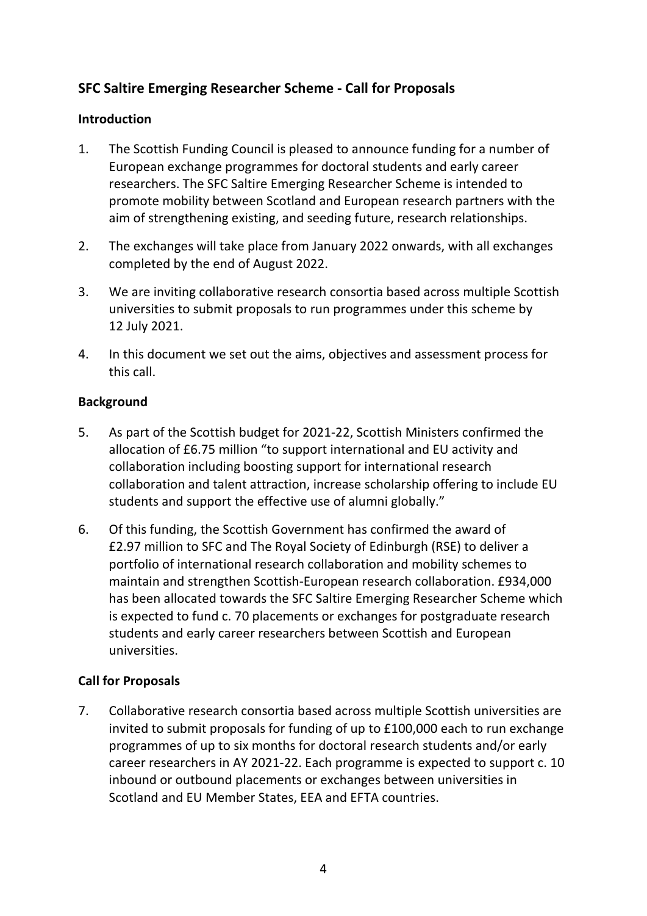## SFC Saltire Emerging Researcher Scheme - Call for Proposals

### Introduction

1. The Scottish Funding Council is pleased to announce funding for a number of European exchange programmes for doctoral students and early career researchers. The SFC Saltire Emerging Researcher Scheme is intended to promote mobility between Scotland and European research partners with the aim of strengthening existing, and seeding future, research relationships.

2. The exchanges will take place from January 2022 onwards, with all exchanges completed by the end of August 2022.

3. We are inviting collaborative research consortia based across multiple Scottish universities to submit proposals to run programmes under this scheme by 12 July 2021.

4. In this document we set out the aims, objectives and assessment process for this call.

### Background

5. As part of the Scottish budget for 2021-22, Scottish Ministers confirmed the allocation of £6.75 million "to support international and EU activity and collaboration including boosting support for international research collaboration and talent attraction, increase scholarship offering to include EU students and support the effective use of alumni globally."

6. Of this funding, the Scottish Government has confirmed the award of £2.97 million to SFC and The Royal Society of Edinburgh (RSE) to deliver a portfolio of international research collaboration and mobility schemes to maintain and strengthen Scottish-European research collaboration. £934,000 has been allocated towards the SFC Saltire Emerging Researcher Scheme which is expected to fund c. 70 placements or exchanges for postgraduate research students and early career researchers between Scottish and European universities.

### Call for Proposals

7. Collaborative research consortia based across multiple Scottish universities are invited to submit proposals for funding of up to £100,000 each to run exchange programmes of up to six months for doctoral research students and/or early career researchers in AY 2021-22. Each programme is expected to support c. 10 inbound or outbound placements or exchanges between universities in Scotland and EU Member States, EEA and EFTA countries.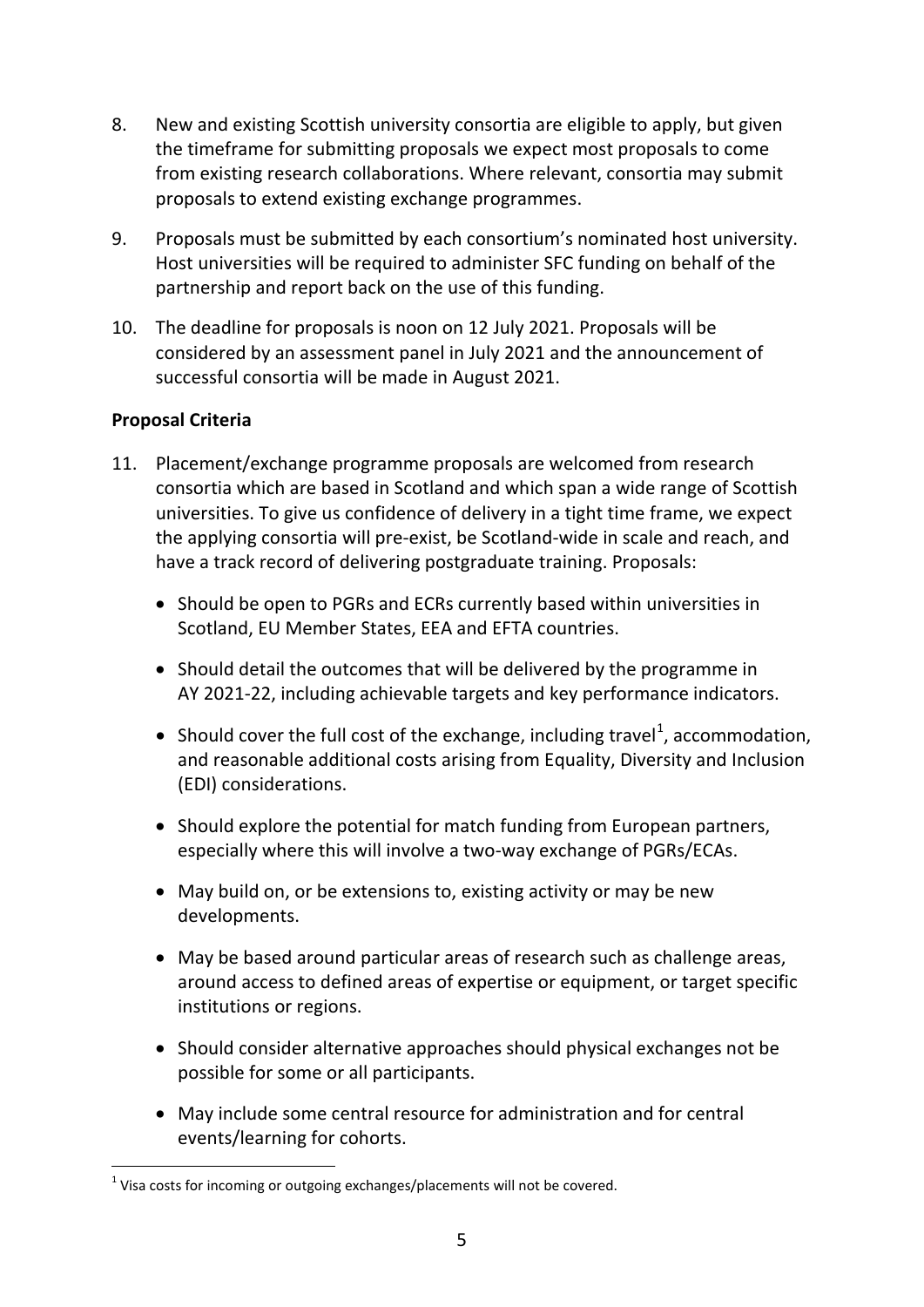8. New and existing Scottish university consortia are eligible to apply, but given the timeframe for submitting proposals we expect most proposals to come from existing research collaborations. Where relevant, consortia may submit proposals to extend existing exchange programmes.

9. Proposals must be submitted by each consortium's nominated host university. Host universities will be required to administer SFC funding on behalf of the partnership and report back on the use of this funding.

10. The deadline for proposals is noon on 12 July 2021. Proposals will be considered by an assessment panel in July 2021 and the announcement of successful consortia will be made in August 2021.

**Proposal Criteria**

11. Placement/exchange programme proposals are welcomed from research consortia which are based in Scotland and which span a wide range of Scottish universities. To give us confidence of delivery in a tight time frame, we expect the applying consortia will pre-exist, be Scotland-wide in scale and reach, and have a track record of delivering postgraduate training. Proposals:

    - Should be open to PGRs and ECRs currently based within universities in Scotland, EU Member States, EEA and EFTA countries.
    - Should detail the outcomes that will be delivered by the programme in AY 2021-22, including achievable targets and key performance indicators.
    - Should cover the full cost of the exchange, including travel[1], accommodation, and reasonable additional costs arising from Equality, Diversity and Inclusion (EDI) considerations.
    - Should explore the potential for match funding from European partners, especially where this will involve a two-way exchange of PGRs/ECAs.
    - May build on, or be extensions to, existing activity or may be new developments.
    - May be based around particular areas of research such as challenge areas, around access to defined areas of expertise or equipment, or target specific institutions or regions.
    - Should consider alternative approaches should physical exchanges not be possible for some or all participants.
    - May include some central resource for administration and for central events/learning for cohorts.

[1] Visa costs for incoming or outgoing exchanges/placements will not be covered.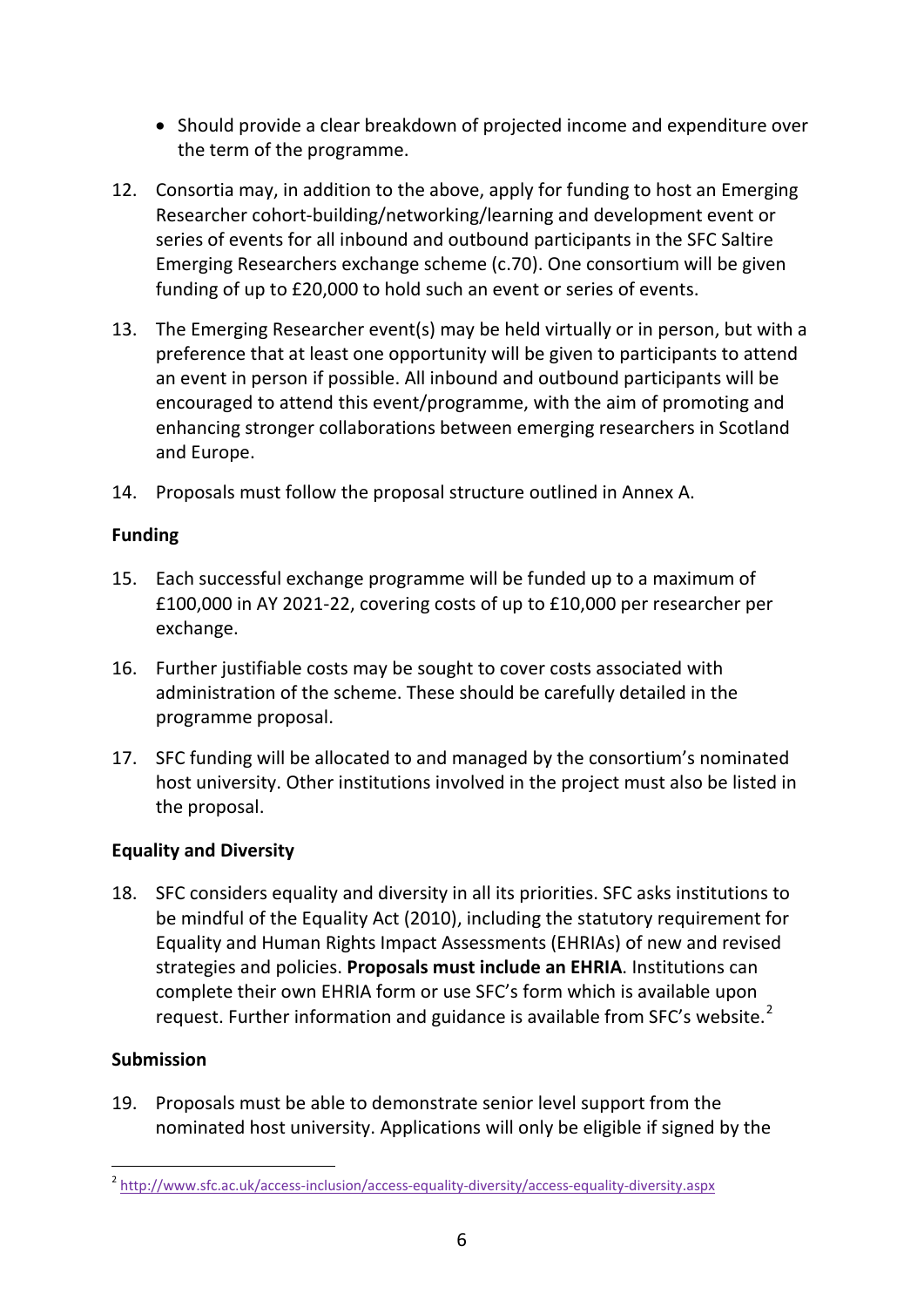- Should provide a clear breakdown of projected income and expenditure over the term of the programme.

12. Consortia may, in addition to the above, apply for funding to host an Emerging Researcher cohort-building/networking/learning and development event or series of events for all inbound and outbound participants in the SFC Saltire Emerging Researchers exchange scheme (c.70). One consortium will be given funding of up to £20,000 to hold such an event or series of events.

13. The Emerging Researcher event(s) may be held virtually or in person, but with a preference that at least one opportunity will be given to participants to attend an event in person if possible. All inbound and outbound participants will be encouraged to attend this event/programme, with the aim of promoting and enhancing stronger collaborations between emerging researchers in Scotland and Europe.

14. Proposals must follow the proposal structure outlined in Annex A.

**Funding**

15. Each successful exchange programme will be funded up to a maximum of £100,000 in AY 2021-22, covering costs of up to £10,000 per researcher per exchange.

16. Further justifiable costs may be sought to cover costs associated with administration of the scheme. These should be carefully detailed in the programme proposal.

17. SFC funding will be allocated to and managed by the consortium's nominated host university. Other institutions involved in the project must also be listed in the proposal.

**Equality and Diversity**

18. SFC considers equality and diversity in all its priorities. SFC asks institutions to be mindful of the Equality Act (2010), including the statutory requirement for Equality and Human Rights Impact Assessments (EHRIAs) of new and revised strategies and policies. **Proposals must include an EHRIA**. Institutions can complete their own EHRIA form or use SFC's form which is available upon request. Further information and guidance is available from SFC's website.[2]

**Submission**

19. Proposals must be able to demonstrate senior level support from the nominated host university. Applications will only be eligible if signed by the

[2] http://www.sfc.ac.uk/access-inclusion/access-equality-diversity/access-equality-diversity.aspx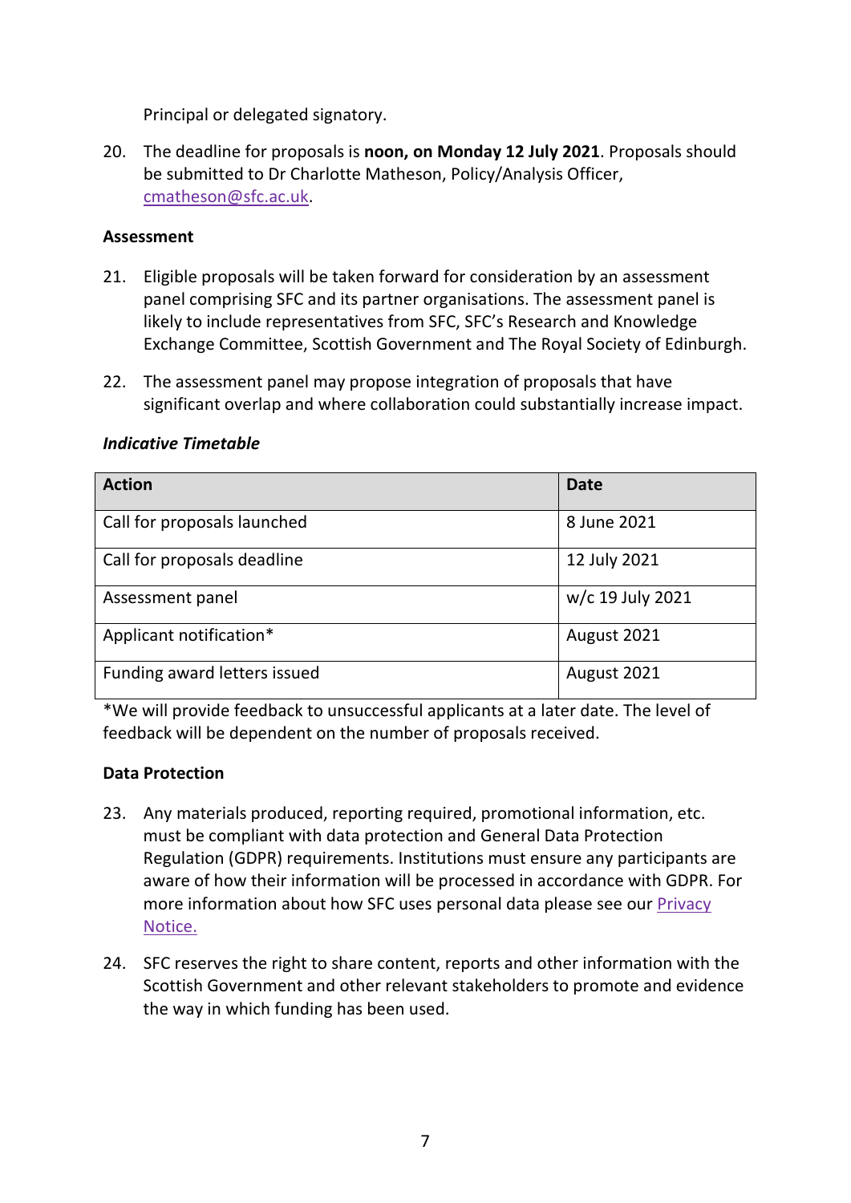Principal or delegated signatory.

20. The deadline for proposals is **noon, on Monday 12 July 2021**. Proposals should be submitted to Dr Charlotte Matheson, Policy/Analysis Officer, [cmatheson@sfc.ac.uk](mailto:cmatheson@sfc.ac.uk).

**Assessment**

21. Eligible proposals will be taken forward for consideration by an assessment panel comprising SFC and its partner organisations. The assessment panel is likely to include representatives from SFC, SFC's Research and Knowledge Exchange Committee, Scottish Government and The Royal Society of Edinburgh.

22. The assessment panel may propose integration of proposals that have significant overlap and where collaboration could substantially increase impact.

***Indicative Timetable***

| Action | Date |
|---|---|
| Call for proposals launched | 8 June 2021 |
| Call for proposals deadline | 12 July 2021 |
| Assessment panel | w/c 19 July 2021 |
| Applicant notification* | August 2021 |
| Funding award letters issued | August 2021 |

*We will provide feedback to unsuccessful applicants at a later date. The level of feedback will be dependent on the number of proposals received.

**Data Protection**

23. Any materials produced, reporting required, promotional information, etc. must be compliant with data protection and General Data Protection Regulation (GDPR) requirements. Institutions must ensure any participants are aware of how their information will be processed in accordance with GDPR. For more information about how SFC uses personal data please see our Privacy Notice.

24. SFC reserves the right to share content, reports and other information with the Scottish Government and other relevant stakeholders to promote and evidence the way in which funding has been used.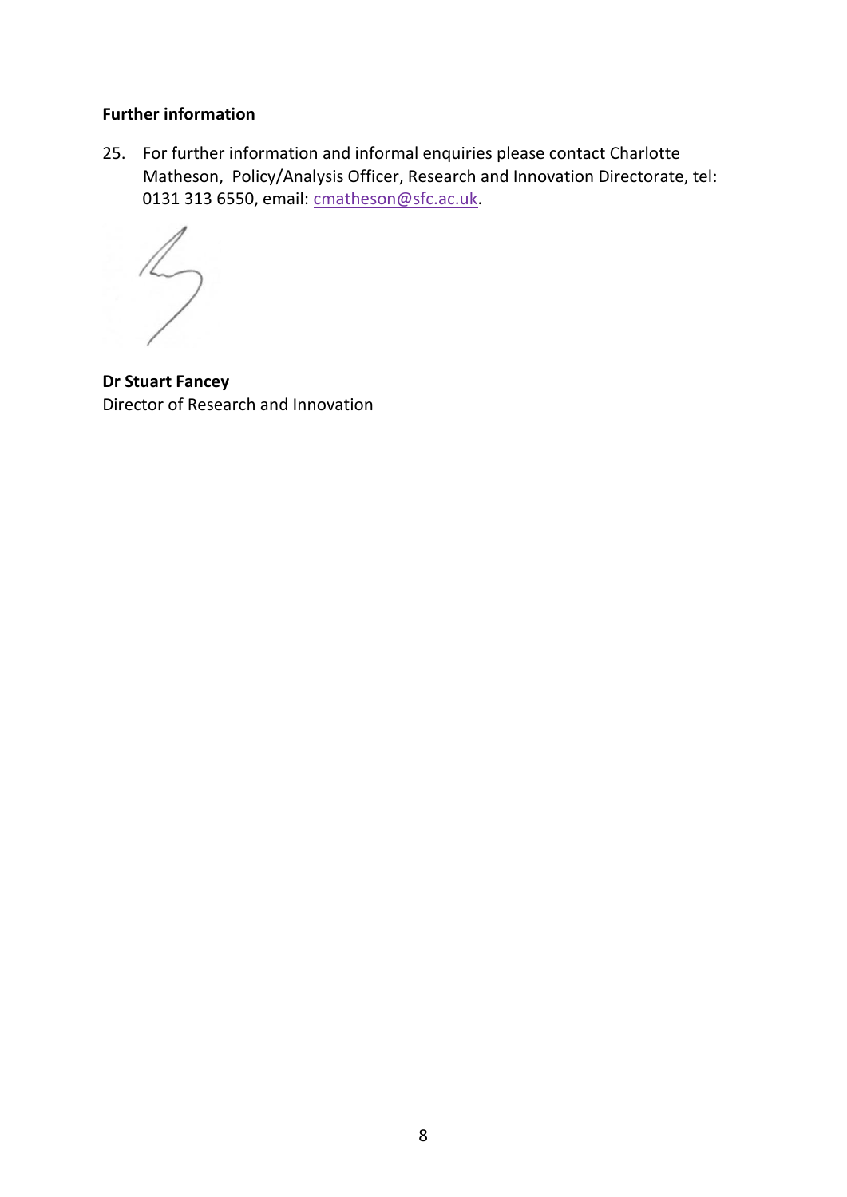**Further information**

25. For further information and informal enquiries please contact Charlotte Matheson, Policy/Analysis Officer, Research and Innovation Directorate, tel: 0131 313 6550, email: cmatheson@sfc.ac.uk.

**Dr Stuart Fancey**
Director of Research and Innovation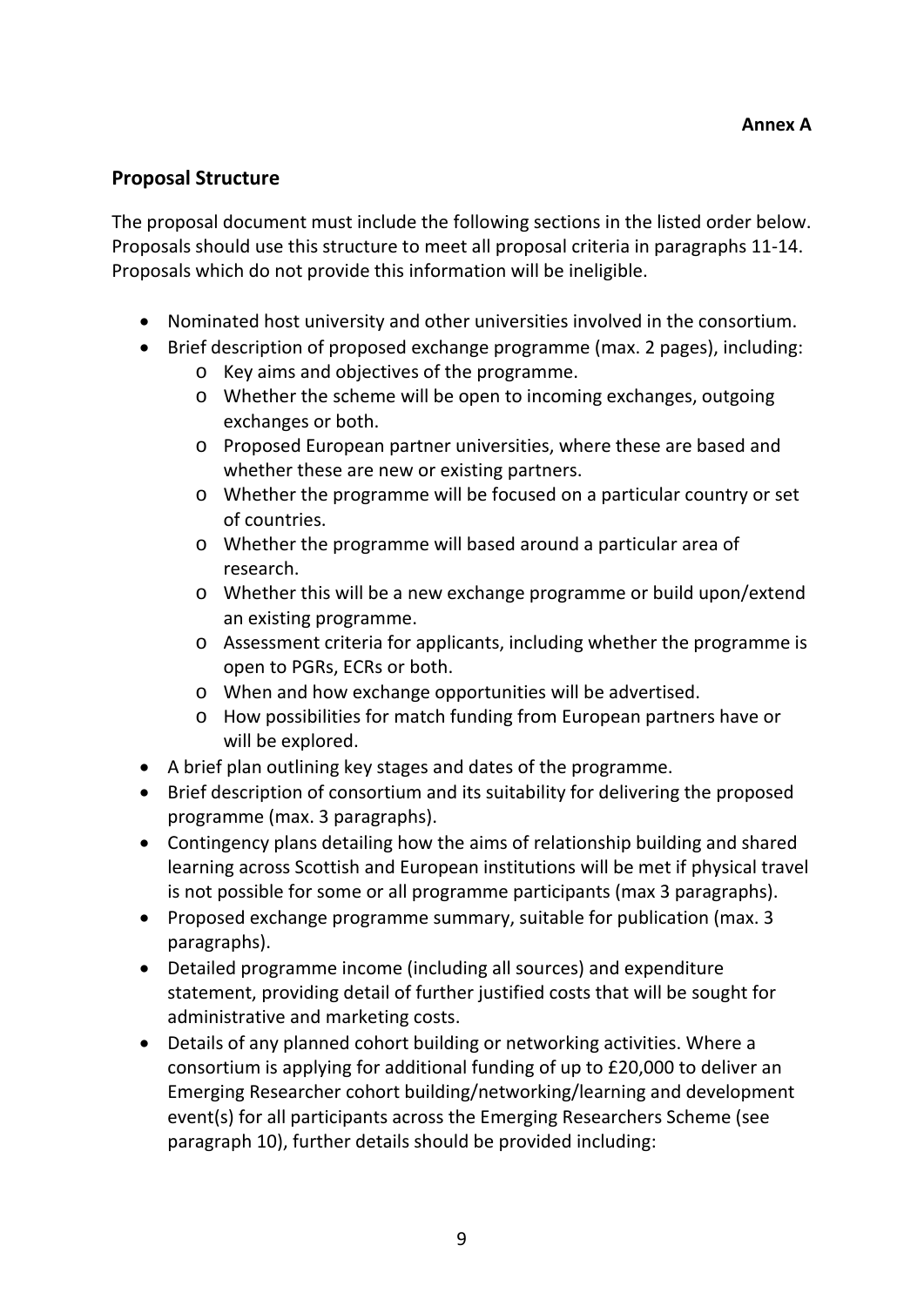**Annex A**

## Proposal Structure

The proposal document must include the following sections in the listed order below. Proposals should use this structure to meet all proposal criteria in paragraphs 11-14. Proposals which do not provide this information will be ineligible.

- Nominated host university and other universities involved in the consortium.
- Brief description of proposed exchange programme (max. 2 pages), including:
    - Key aims and objectives of the programme.
    - Whether the scheme will be open to incoming exchanges, outgoing exchanges or both.
    - Proposed European partner universities, where these are based and whether these are new or existing partners.
    - Whether the programme will be focused on a particular country or set of countries.
    - Whether the programme will based around a particular area of research.
    - Whether this will be a new exchange programme or build upon/extend an existing programme.
    - Assessment criteria for applicants, including whether the programme is open to PGRs, ECRs or both.
    - When and how exchange opportunities will be advertised.
    - How possibilities for match funding from European partners have or will be explored.
- A brief plan outlining key stages and dates of the programme.
- Brief description of consortium and its suitability for delivering the proposed programme (max. 3 paragraphs).
- Contingency plans detailing how the aims of relationship building and shared learning across Scottish and European institutions will be met if physical travel is not possible for some or all programme participants (max 3 paragraphs).
- Proposed exchange programme summary, suitable for publication (max. 3 paragraphs).
- Detailed programme income (including all sources) and expenditure statement, providing detail of further justified costs that will be sought for administrative and marketing costs.
- Details of any planned cohort building or networking activities. Where a consortium is applying for additional funding of up to £20,000 to deliver an Emerging Researcher cohort building/networking/learning and development event(s) for all participants across the Emerging Researchers Scheme (see paragraph 10), further details should be provided including: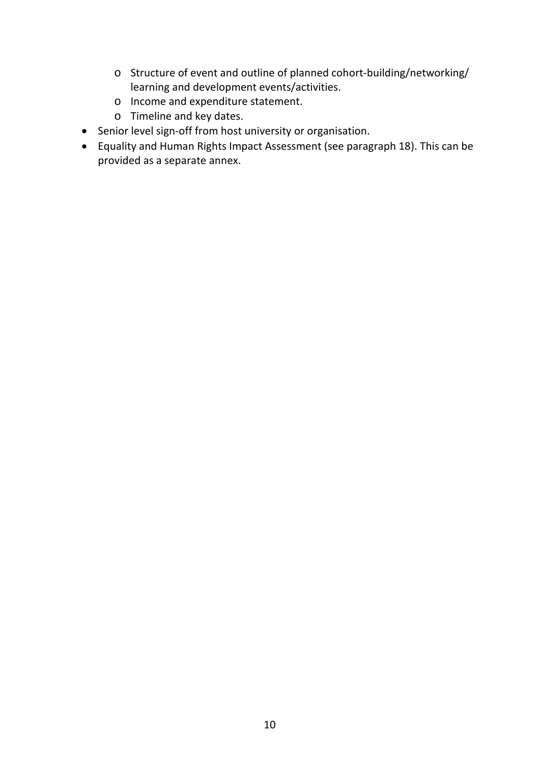- Structure of event and outline of planned cohort-building/networking/ learning and development events/activities.
    - Income and expenditure statement.
    - Timeline and key dates.
- Senior level sign-off from host university or organisation.
- Equality and Human Rights Impact Assessment (see paragraph 18). This can be provided as a separate annex.